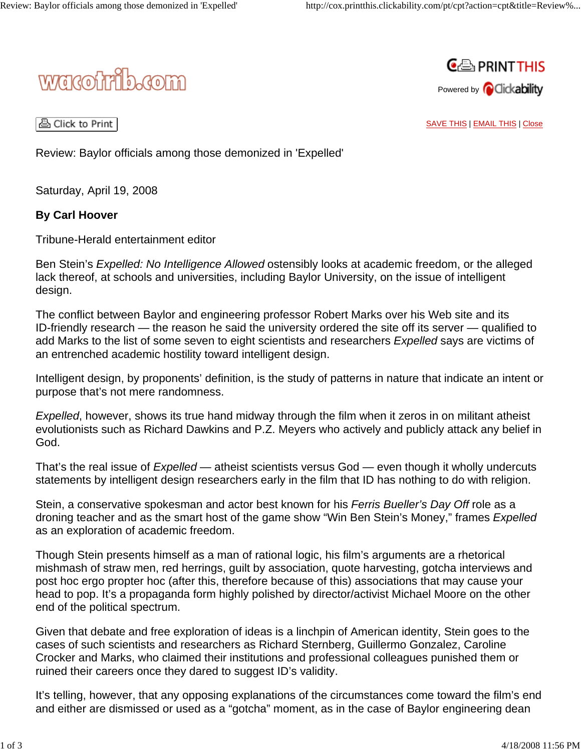Review: Baylor officials among those demonized in 'Expelled'

Saturday, April 19, 2008

**By Carl Hoover**

Tribune-Herald entertainment editor

Ben Stein's *Expelled: No Intelligence Allowed* ostensibly looks at academic freedom, or the alleged lack thereof, at schools and universities, including Baylor University, on the issue of intelligent design.

The conflict between Baylor and engineering professor Robert Marks over his Web site and its ID-friendly research — the reason he said the university ordered the site off its server — qualified to add Marks to the list of some seven to eight scientists and researchers *Expelled* says are victims of an entrenched academic hostility toward intelligent design.

Intelligent design, by proponents' definition, is the study of patterns in nature that indicate an intent or purpose that's not mere randomness.

*Expelled*, however, shows its true hand midway through the film when it zeros in on militant atheist evolutionists such as Richard Dawkins and P.Z. Meyers who actively and publicly attack any belief in God.

That's the real issue of *Expelled* — atheist scientists versus God — even though it wholly undercuts statements by intelligent design researchers early in the film that ID has nothing to do with religion.

Stein, a conservative spokesman and actor best known for his *Ferris Bueller's Day Off* role as a droning teacher and as the smart host of the game show "Win Ben Stein's Money," frames *Expelled* as an exploration of academic freedom.

Though Stein presents himself as a man of rational logic, his film's arguments are a rhetorical mishmash of straw men, red herrings, guilt by association, quote harvesting, gotcha interviews and post hoc ergo propter hoc (after this, therefore because of this) associations that may cause your head to pop. It's a propaganda form highly polished by director/activist Michael Moore on the other end of the political spectrum.

Given that debate and free exploration of ideas is a linchpin of American identity, Stein goes to the cases of such scientists and researchers as Richard Sternberg, Guillermo Gonzalez, Caroline Crocker and Marks, who claimed their institutions and professional colleagues punished them or ruined their careers once they dared to suggest ID's validity.

It's telling, however, that any opposing explanations of the circumstances come toward the film's end and either are dismissed or used as a "gotcha" moment, as in the case of Baylor engineering dean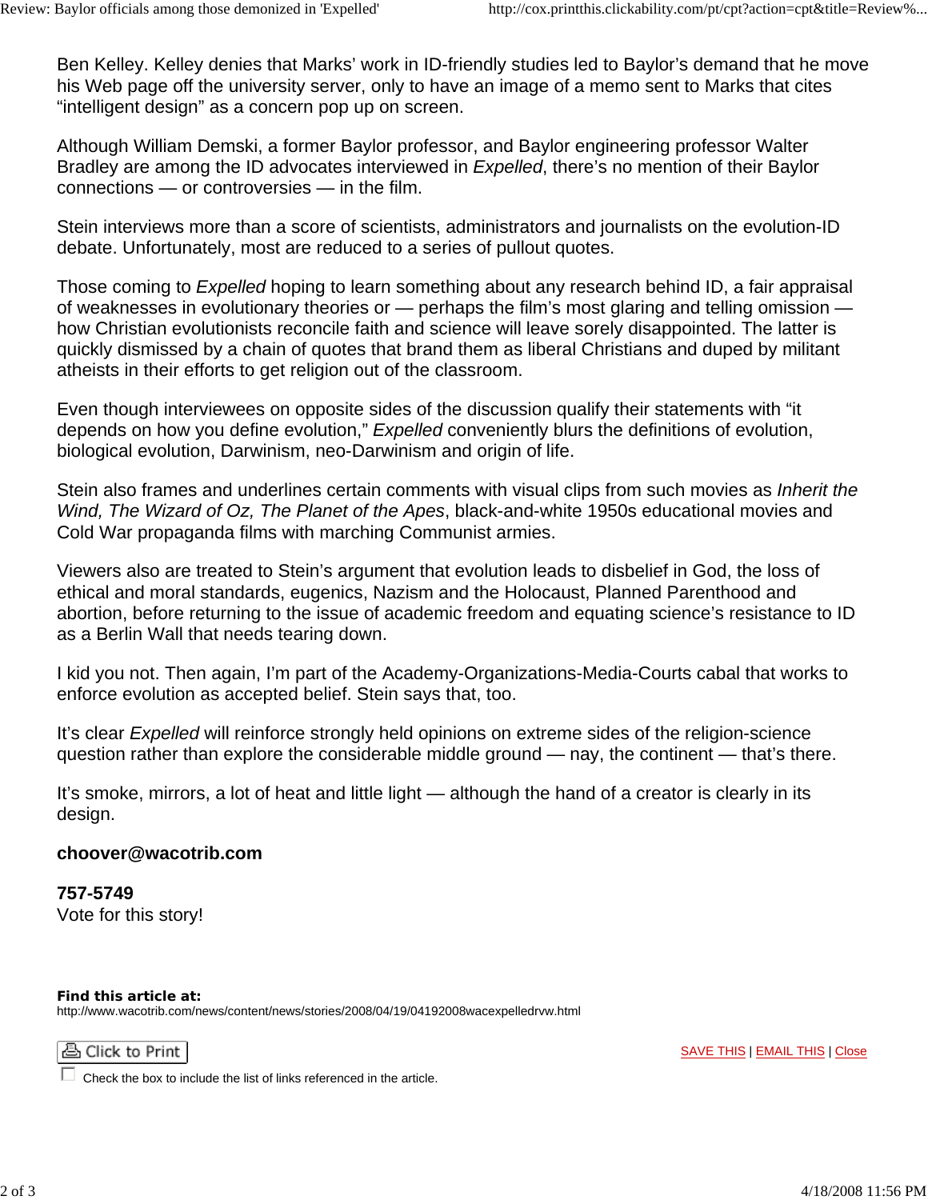Ben Kelley. Kelley denies that Marks' work in ID-friendly studies led to Baylor's demand that he move his Web page off the university server, only to have an image of a memo sent to Marks that cites "intelligent design" as a concern pop up on screen.

Although William Demski, a former Baylor professor, and Baylor engineering professor Walter Bradley are among the ID advocates interviewed in *Expelled*, there's no mention of their Baylor connections — or controversies — in the film.

Stein interviews more than a score of scientists, administrators and journalists on the evolution-ID debate. Unfortunately, most are reduced to a series of pullout quotes.

Those coming to *Expelled* hoping to learn something about any research behind ID, a fair appraisal of weaknesses in evolutionary theories or — perhaps the film's most glaring and telling omission — how Christian evolutionists reconcile faith and science will leave sorely disappointed. The latter is quickly dismissed by a chain of quotes that brand them as liberal Christians and duped by militant atheists in their efforts to get religion out of the classroom.

Even though interviewees on opposite sides of the discussion qualify their statements with "it depends on how you define evolution," *Expelled* conveniently blurs the definitions of evolution, biological evolution, Darwinism, neo-Darwinism and origin of life.

Stein also frames and underlines certain comments with visual clips from such movies as *Inherit the Wind, The Wizard of Oz, The Planet of the Apes*, black-and-white 1950s educational movies and Cold War propaganda films with marching Communist armies.

Viewers also are treated to Stein's argument that evolution leads to disbelief in God, the loss of ethical and moral standards, eugenics, Nazism and the Holocaust, Planned Parenthood and abortion, before returning to the issue of academic freedom and equating science's resistance to ID as a Berlin Wall that needs tearing down.

I kid you not. Then again, I'm part of the Academy-Organizations-Media-Courts cabal that works to enforce evolution as accepted belief. Stein says that, too.

It's clear *Expelled* will reinforce strongly held opinions on extreme sides of the religion-science question rather than explore the considerable middle ground — nay, the continent — that's there.

It's smoke, mirrors, a lot of heat and little light — although the hand of a creator is clearly in its design.

**choover@wacotrib.com**

**757-5749**
Vote for this story!

**Find this article at:**
http://www.wacotrib.com/news/content/news/stories/2008/04/19/04192008wacexpelledrvw.html

Click to Print

SAVE THIS | EMAIL THIS | Close

Check the box to include the list of links referenced in the article.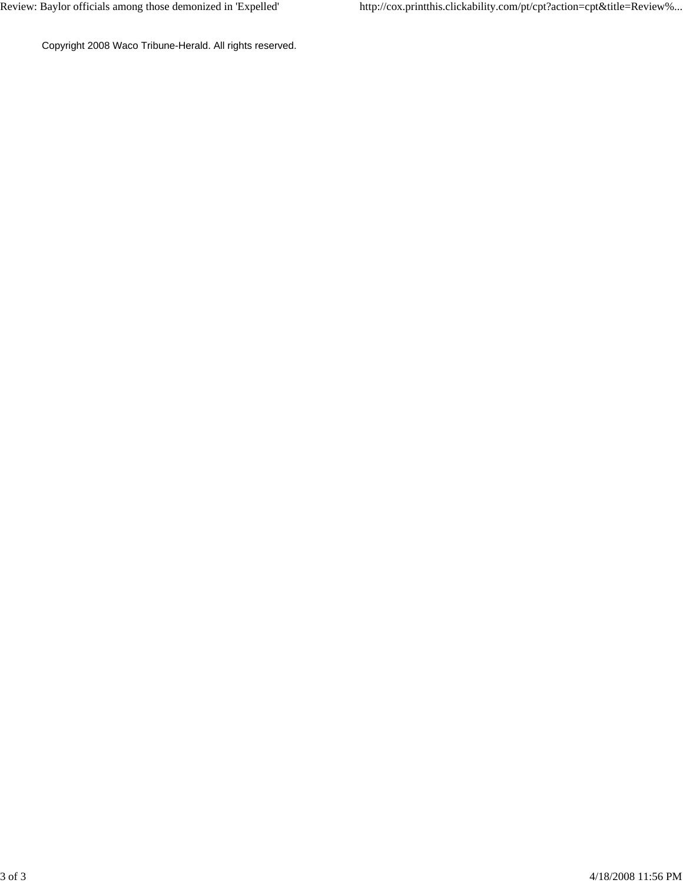Copyright 2008 Waco Tribune-Herald. All rights reserved.